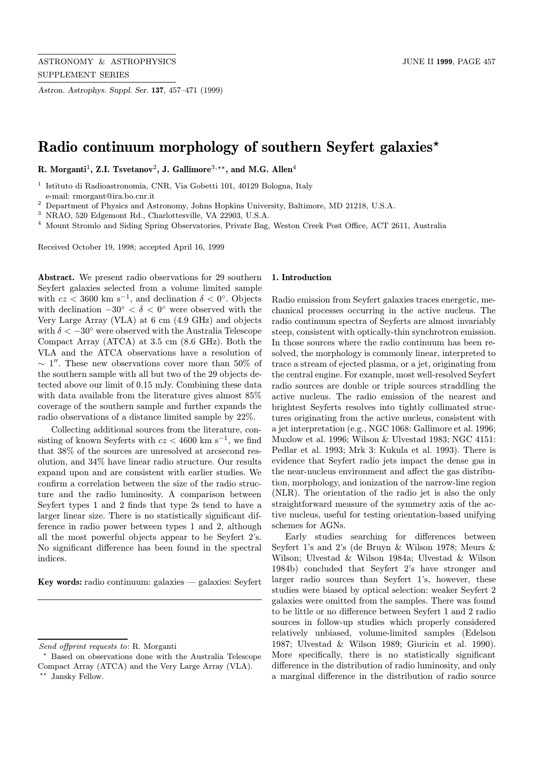# Radio continuum morphology of southern Seyfert galaxies[⋆]

**R. Morganti[1], Z.I. Tsvetanov[2], J. Gallimore[3,⋆⋆], and M.G. Allen[4]**

[1] Istituto di Radioastronomia, CNR, Via Gobetti 101, 40129 Bologna, Italy
e-mail: rmorgant@ira.bo.cnr.it
[2] Department of Physics and Astronomy, Johns Hopkins University, Baltimore, MD 21218, U.S.A.
[3] NRAO, 520 Edgemont Rd., Charlottesville, VA 22903, U.S.A.
[4] Mount Stromlo and Siding Spring Observatories, Private Bag, Weston Creek Post Office, ACT 2611, Australia

Received October 19, 1998; accepted April 16, 1999

**Abstract.** We present radio observations for 29 southern Seyfert galaxies selected from a volume limited sample with $cz < 3600$ km s$^{-1}$, and declination $\delta < 0°$. Objects with declination $-30° < \delta < 0°$ were observed with the Very Large Array (VLA) at 6 cm (4.9 GHz) and objects with $\delta < -30°$ were observed with the Australia Telescope Compact Array (ATCA) at 3.5 cm (8.6 GHz). Both the VLA and the ATCA observations have a resolution of $\sim 1''$. These new observations cover more than 50% of the southern sample with all but two of the 29 objects detected above our limit of 0.15 mJy. Combining these data with data available from the literature gives almost 85% coverage of the southern sample and further expands the radio observations of a distance limited sample by 22%.

Collecting additional sources from the literature, consisting of known Seyferts with $cz < 4600$ km s$^{-1}$, we find that 38% of the sources are unresolved at arcsecond resolution, and 34% have linear radio structure. Our results expand upon and are consistent with earlier studies. We confirm a correlation between the size of the radio structure and the radio luminosity. A comparison between Seyfert types 1 and 2 finds that type 2s tend to have a larger linear size. There is no statistically significant difference in radio power between types 1 and 2, although all the most powerful objects appear to be Seyfert 2's. No significant difference has been found in the spectral indices.

**Key words:** radio continuum: galaxies — galaxies: Seyfert

## 1. Introduction

Radio emission from Seyfert galaxies traces energetic, mechanical processes occurring in the active nucleus. The radio continuum spectra of Seyferts are almost invariably steep, consistent with optically-thin synchrotron emission. In those sources where the radio continuum has been resolved, the morphology is commonly linear, interpreted to trace a stream of ejected plasma, or a jet, originating from the central engine. For example, most well-resolved Seyfert radio sources are double or triple sources straddling the active nucleus. The radio emission of the nearest and brightest Seyferts resolves into tightly collimated structures originating from the active nucleus, consistent with a jet interpretation (e.g., NGC 1068: Gallimore et al. 1996; Muxlow et al. 1996; Wilson & Ulvestad 1983; NGC 4151: Pedlar et al. 1993; Mrk 3: Kukula et al. 1993). There is evidence that Seyfert radio jets impact the dense gas in the near-nucleus environment and affect the gas distribution, morphology, and ionization of the narrow-line region (NLR). The orientation of the radio jet is also the only straightforward measure of the symmetry axis of the active nucleus, useful for testing orientation-based unifying schemes for AGNs.

Early studies searching for differences between Seyfert 1's and 2's (de Bruyn & Wilson 1978; Meurs & Wilson; Ulvestad & Wilson 1984a; Ulvestad & Wilson 1984b) concluded that Seyfert 2's have stronger and larger radio sources than Seyfert 1's, however, these studies were biased by optical selection: weaker Seyfert 2 galaxies were omitted from the samples. There was found to be little or no difference between Seyfert 1 and 2 radio sources in follow-up studies which properly considered relatively unbiased, volume-limited samples (Edelson 1987; Ulvestad & Wilson 1989; Giuricin et al. 1990). More specifically, there is no statistically significant difference in the distribution of radio luminosity, and only a marginal difference in the distribution of radio source

*Send offprint requests to*: R. Morganti

⋆ Based on observations done with the Australia Telescope Compact Array (ATCA) and the Very Large Array (VLA).

⋆⋆ Jansky Fellow.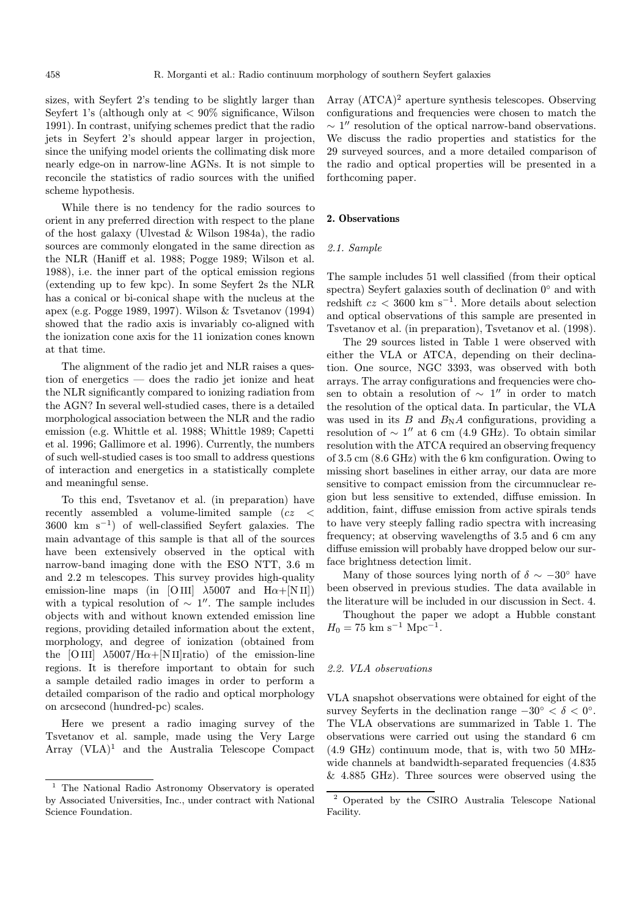sizes, with Seyfert 2's tending to be slightly larger than Seyfert 1's (although only at $< 90\%$ significance, Wilson 1991). In contrast, unifying schemes predict that the radio jets in Seyfert 2's should appear larger in projection, since the unifying model orients the collimating disk more nearly edge-on in narrow-line AGNs. It is not simple to reconcile the statistics of radio sources with the unified scheme hypothesis.

While there is no tendency for the radio sources to orient in any preferred direction with respect to the plane of the host galaxy (Ulvestad & Wilson 1984a), the radio sources are commonly elongated in the same direction as the NLR (Haniff et al. 1988; Pogge 1989; Wilson et al. 1988), i.e. the inner part of the optical emission regions (extending up to few kpc). In some Seyfert 2s the NLR has a conical or bi-conical shape with the nucleus at the apex (e.g. Pogge 1989, 1997). Wilson & Tsvetanov (1994) showed that the radio axis is invariably co-aligned with the ionization cone axis for the 11 ionization cones known at that time.

The alignment of the radio jet and NLR raises a question of energetics — does the radio jet ionize and heat the NLR significantly compared to ionizing radiation from the AGN? In several well-studied cases, there is a detailed morphological association between the NLR and the radio emission (e.g. Whittle et al. 1988; Whittle 1989; Capetti et al. 1996; Gallimore et al. 1996). Currently, the numbers of such well-studied cases is too small to address questions of interaction and energetics in a statistically complete and meaningful sense.

To this end, Tsvetanov et al. (in preparation) have recently assembled a volume-limited sample ($cz < 3600$ km s$^{-1}$) of well-classified Seyfert galaxies. The main advantage of this sample is that all of the sources have been extensively observed in the optical with narrow-band imaging done with the ESO NTT, 3.6 m and 2.2 m telescopes. This survey provides high-quality emission-line maps (in [O III] $\lambda$5007 and H$\alpha$+[N II]) with a typical resolution of $\sim 1''$. The sample includes objects with and without known extended emission line regions, providing detailed information about the extent, morphology, and degree of ionization (obtained from the [O III] $\lambda$5007/H$\alpha$+[N II]ratio) of the emission-line regions. It is therefore important to obtain for such a sample detailed radio images in order to perform a detailed comparison of the radio and optical morphology on arcsecond (hundred-pc) scales.

Here we present a radio imaging survey of the Tsvetanov et al. sample, made using the Very Large Array (VLA)[1] and the Australia Telescope Compact Array (ATCA)[2] aperture synthesis telescopes. Observing configurations and frequencies were chosen to match the $\sim 1''$ resolution of the optical narrow-band observations. We discuss the radio properties and statistics for the 29 surveyed sources, and a more detailed comparison of the radio and optical properties will be presented in a forthcoming paper.

## 2. Observations

### 2.1. Sample

The sample includes 51 well classified (from their optical spectra) Seyfert galaxies south of declination 0° and with redshift $cz < 3600$ km s$^{-1}$. More details about selection and optical observations of this sample are presented in Tsvetanov et al. (in preparation), Tsvetanov et al. (1998).

The 29 sources listed in Table 1 were observed with either the VLA or ATCA, depending on their declination. One source, NGC 3393, was observed with both arrays. The array configurations and frequencies were chosen to obtain a resolution of $\sim 1''$ in order to match the resolution of the optical data. In particular, the VLA was used in its $B$ and $B_{\rm N}A$ configurations, providing a resolution of $\sim 1''$ at 6 cm (4.9 GHz). To obtain similar resolution with the ATCA required an observing frequency of 3.5 cm (8.6 GHz) with the 6 km configuration. Owing to missing short baselines in either array, our data are more sensitive to compact emission from the circumnuclear region but less sensitive to extended, diffuse emission. In addition, faint, diffuse emission from active spirals tends to have very steeply falling radio spectra with increasing frequency; at observing wavelengths of 3.5 and 6 cm any diffuse emission will probably have dropped below our surface brightness detection limit.

Many of those sources lying north of $\delta \sim -30°$ have been observed in previous studies. The data available in the literature will be included in our discussion in Sect. 4.

Thoughout the paper we adopt a Hubble constant $H_0 = 75$ km s$^{-1}$ Mpc$^{-1}$.

### 2.2. VLA observations

VLA snapshot observations were obtained for eight of the survey Seyferts in the declination range $-30° < \delta < 0°$. The VLA observations are summarized in Table 1. The observations were carried out using the standard 6 cm (4.9 GHz) continuum mode, that is, with two 50 MHz-wide channels at bandwidth-separated frequencies (4.835 & 4.885 GHz). Three sources were observed using the

[1] The National Radio Astronomy Observatory is operated by Associated Universities, Inc., under contract with National Science Foundation.

[2] Operated by the CSIRO Australia Telescope National Facility.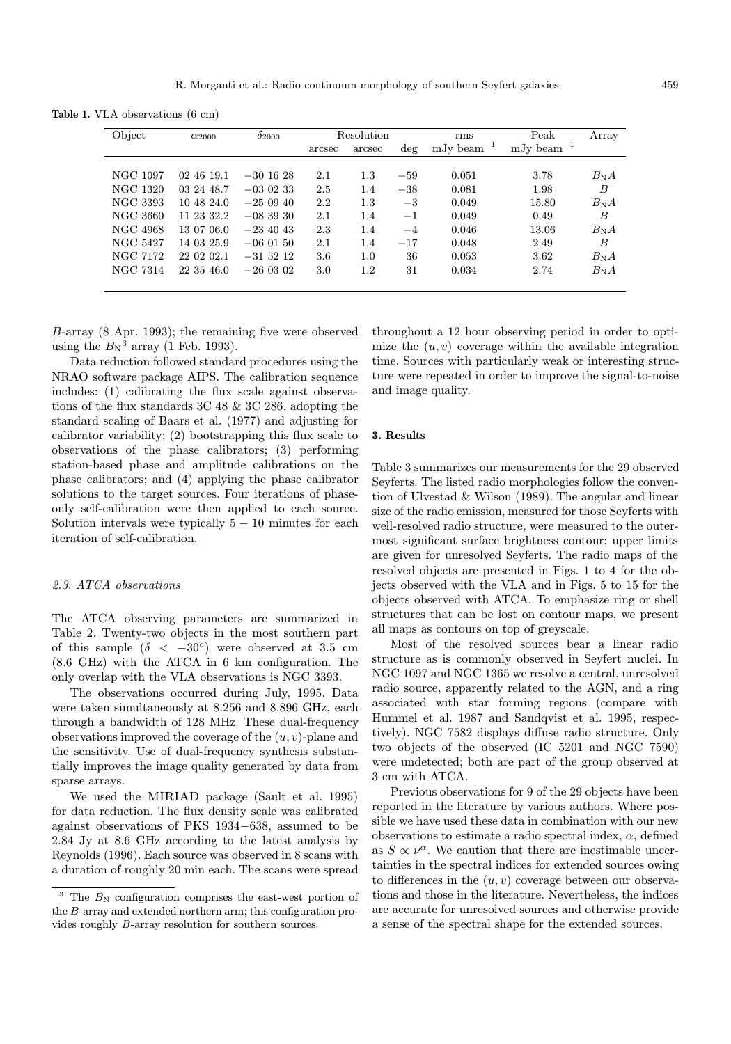**Table 1.** VLA observations (6 cm)

| Object | $\alpha_{2000}$ | $\delta_{2000}$ | Resolution | | | rms | Peak | Array |
|---|---|---|---|---|---|---|---|---|
| | | | arcsec | arcsec | deg | mJy beam$^{-1}$ | mJy beam$^{-1}$ | |
| NGC 1097 | 02 46 19.1 | −30 16 28 | 2.1 | 1.3 | −59 | 0.051 | 3.78 | $B_{\rm N}A$ |
| NGC 1320 | 03 24 48.7 | −03 02 33 | 2.5 | 1.4 | −38 | 0.081 | 1.98 | $B$ |
| NGC 3393 | 10 48 24.0 | −25 09 40 | 2.2 | 1.3 | −3 | 0.049 | 15.80 | $B_{\rm N}A$ |
| NGC 3660 | 11 23 32.2 | −08 39 30 | 2.1 | 1.4 | −1 | 0.049 | 0.49 | $B$ |
| NGC 4968 | 13 07 06.0 | −23 40 43 | 2.3 | 1.4 | −4 | 0.046 | 13.06 | $B_{\rm N}A$ |
| NGC 5427 | 14 03 25.9 | −06 01 50 | 2.1 | 1.4 | −17 | 0.048 | 2.49 | $B$ |
| NGC 7172 | 22 02 02.1 | −31 52 12 | 3.6 | 1.0 | 36 | 0.053 | 3.62 | $B_{\rm N}A$ |
| NGC 7314 | 22 35 46.0 | −26 03 02 | 3.0 | 1.2 | 31 | 0.034 | 2.74 | $B_{\rm N}A$ |

$B$-array (8 Apr. 1993); the remaining five were observed using the $B_{\rm N}$[3] array (1 Feb. 1993).

Data reduction followed standard procedures using the NRAO software package AIPS. The calibration sequence includes: (1) calibrating the flux scale against observations of the flux standards 3C 48 & 3C 286, adopting the standard scaling of Baars et al. (1977) and adjusting for calibrator variability; (2) bootstrapping this flux scale to observations of the phase calibrators; (3) performing station-based phase and amplitude calibrations on the phase calibrators; and (4) applying the phase calibrator solutions to the target sources. Four iterations of phase-only self-calibration were then applied to each source. Solution intervals were typically $5-10$ minutes for each iteration of self-calibration.

### 2.3. ATCA observations

The ATCA observing parameters are summarized in Table 2. Twenty-two objects in the most southern part of this sample ($\delta < -30^{\circ}$) were observed at 3.5 cm (8.6 GHz) with the ATCA in 6 km configuration. The only overlap with the VLA observations is NGC 3393.

The observations occurred during July, 1995. Data were taken simultaneously at 8.256 and 8.896 GHz, each through a bandwidth of 128 MHz. These dual-frequency observations improved the coverage of the $(u,v)$-plane and the sensitivity. Use of dual-frequency synthesis substantially improves the image quality generated by data from sparse arrays.

We used the MIRIAD package (Sault et al. 1995) for data reduction. The flux density scale was calibrated against observations of PKS 1934−638, assumed to be 2.84 Jy at 8.6 GHz according to the latest analysis by Reynolds (1996). Each source was observed in 8 scans with a duration of roughly 20 min each. The scans were spread throughout a 12 hour observing period in order to optimize the $(u,v)$ coverage within the available integration time. Sources with particularly weak or interesting structure were repeated in order to improve the signal-to-noise and image quality.

[3] The $B_{\rm N}$ configuration comprises the east-west portion of the $B$-array and extended northern arm; this configuration provides roughly $B$-array resolution for southern sources.

## 3. Results

Table 3 summarizes our measurements for the 29 observed Seyferts. The listed radio morphologies follow the convention of Ulvestad & Wilson (1989). The angular and linear size of the radio emission, measured for those Seyferts with well-resolved radio structure, were measured to the outermost significant surface brightness contour; upper limits are given for unresolved Seyferts. The radio maps of the resolved objects are presented in Figs. 1 to 4 for the objects observed with the VLA and in Figs. 5 to 15 for the objects observed with ATCA. To emphasize ring or shell structures that can be lost on contour maps, we present all maps as contours on top of greyscale.

Most of the resolved sources bear a linear radio structure as is commonly observed in Seyfert nuclei. In NGC 1097 and NGC 1365 we resolve a central, unresolved radio source, apparently related to the AGN, and a ring associated with star forming regions (compare with Hummel et al. 1987 and Sandqvist et al. 1995, respectively). NGC 7582 displays diffuse radio structure. Only two objects of the observed (IC 5201 and NGC 7590) were undetected; both are part of the group observed at 3 cm with ATCA.

Previous observations for 9 of the 29 objects have been reported in the literature by various authors. Where possible we have used these data in combination with our new observations to estimate a radio spectral index, $\alpha$, defined as $S \propto \nu^{\alpha}$. We caution that there are inestimable uncertainties in the spectral indices for extended sources owing to differences in the $(u,v)$ coverage between our observations and those in the literature. Nevertheless, the indices are accurate for unresolved sources and otherwise provide a sense of the spectral shape for the extended sources.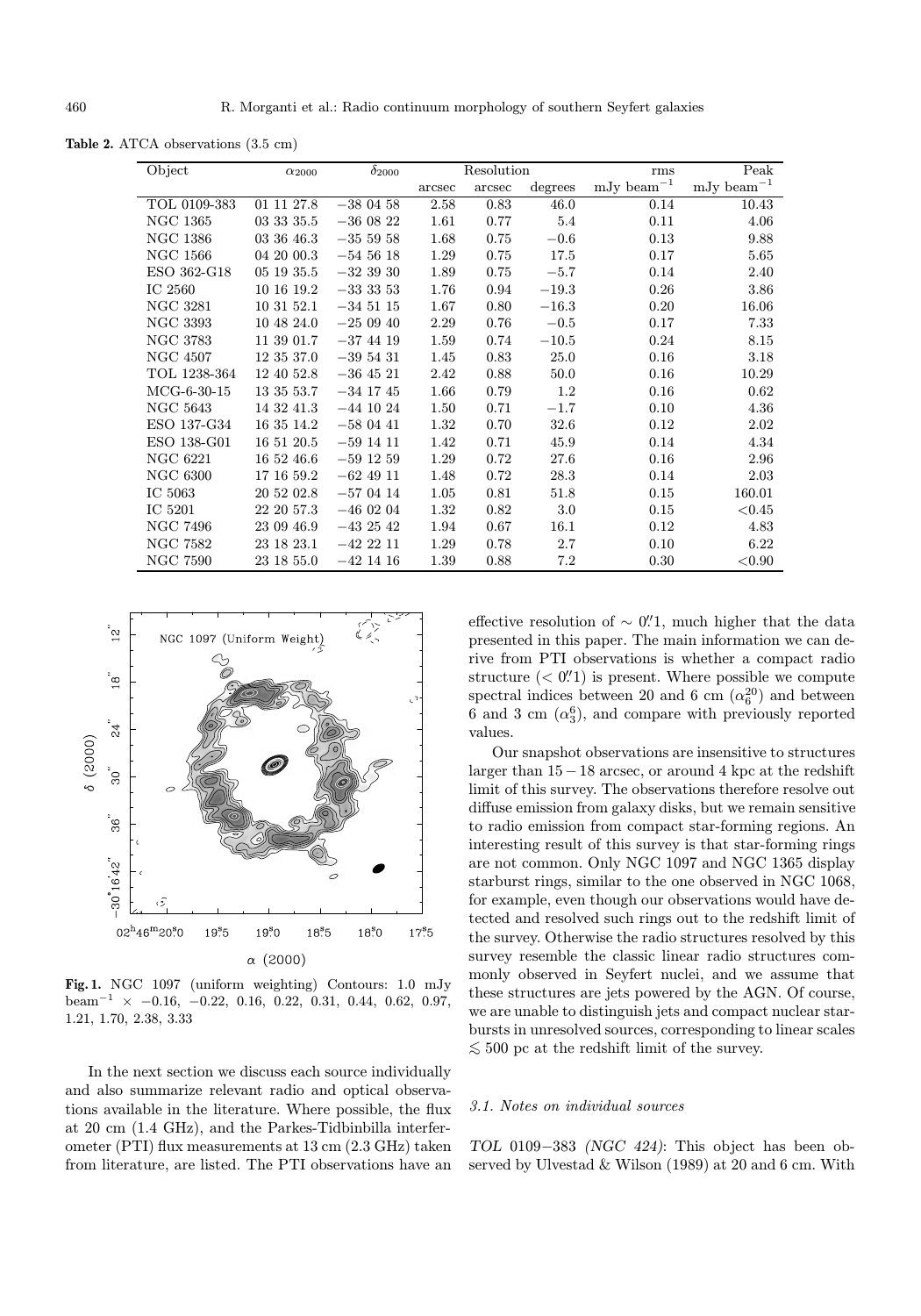**Table 2.** ATCA observations (3.5 cm)

| Object | $\alpha_{2000}$ | $\delta_{2000}$ | Resolution | | | rms | Peak |
|---|---|---|---|---|---|---|---|
| | | | arcsec | arcsec | degrees | mJy beam$^{-1}$ | mJy beam$^{-1}$ |
| TOL 0109-383 | 01 11 27.8 | −38 04 58 | 2.58 | 0.83 | 46.0 | 0.14 | 10.43 |
| NGC 1365 | 03 33 35.5 | −36 08 22 | 1.61 | 0.77 | 5.4 | 0.11 | 4.06 |
| NGC 1386 | 03 36 46.3 | −35 59 58 | 1.68 | 0.75 | −0.6 | 0.13 | 9.88 |
| NGC 1566 | 04 20 00.3 | −54 56 18 | 1.29 | 0.75 | 17.5 | 0.17 | 5.65 |
| ESO 362-G18 | 05 19 35.5 | −32 39 30 | 1.89 | 0.75 | −5.7 | 0.14 | 2.40 |
| IC 2560 | 10 16 19.2 | −33 33 53 | 1.76 | 0.94 | −19.3 | 0.26 | 3.86 |
| NGC 3281 | 10 31 52.1 | −34 51 15 | 1.67 | 0.80 | −16.3 | 0.20 | 16.06 |
| NGC 3393 | 10 48 24.0 | −25 09 40 | 2.29 | 0.76 | −0.5 | 0.17 | 7.33 |
| NGC 3783 | 11 39 01.7 | −37 44 19 | 1.59 | 0.74 | −10.5 | 0.24 | 8.15 |
| NGC 4507 | 12 35 37.0 | −39 54 31 | 1.45 | 0.83 | 25.0 | 0.16 | 3.18 |
| TOL 1238-364 | 12 40 52.8 | −36 45 21 | 2.42 | 0.88 | 50.0 | 0.16 | 10.29 |
| MCG-6-30-15 | 13 35 53.7 | −34 17 45 | 1.66 | 0.79 | 1.2 | 0.16 | 0.62 |
| NGC 5643 | 14 32 41.3 | −44 10 24 | 1.50 | 0.71 | −1.7 | 0.10 | 4.36 |
| ESO 137-G34 | 16 35 14.2 | −58 04 41 | 1.32 | 0.70 | 32.6 | 0.12 | 2.02 |
| ESO 138-G01 | 16 51 20.5 | −59 14 11 | 1.42 | 0.71 | 45.9 | 0.14 | 4.34 |
| NGC 6221 | 16 52 46.6 | −59 12 59 | 1.29 | 0.72 | 27.6 | 0.16 | 2.96 |
| NGC 6300 | 17 16 59.2 | −62 49 11 | 1.48 | 0.72 | 28.3 | 0.14 | 2.03 |
| IC 5063 | 20 52 02.8 | −57 04 14 | 1.05 | 0.81 | 51.8 | 0.15 | 160.01 |
| IC 5201 | 22 20 57.3 | −46 02 04 | 1.32 | 0.82 | 3.0 | 0.15 | <0.45 |
| NGC 7496 | 23 09 46.9 | −43 25 42 | 1.94 | 0.67 | 16.1 | 0.12 | 4.83 |
| NGC 7582 | 23 18 23.1 | −42 22 11 | 1.29 | 0.78 | 2.7 | 0.10 | 6.22 |
| NGC 7590 | 23 18 55.0 | −42 14 16 | 1.39 | 0.88 | 7.2 | 0.30 | <0.90 |

**Fig. 1.** NGC 1097 (uniform weighting) Contours: 1.0 mJy beam$^{-1}$ × −0.16, −0.22, 0.16, 0.22, 0.31, 0.44, 0.62, 0.97, 1.21, 1.70, 2.38, 3.33

In the next section we discuss each source individually and also summarize relevant radio and optical observations available in the literature. Where possible, the flux at 20 cm (1.4 GHz), and the Parkes-Tidbinbilla interferometer (PTI) flux measurements at 13 cm (2.3 GHz) taken from literature, are listed. The PTI observations have an effective resolution of $\sim 0\farcs1$, much higher that the data presented in this paper. The main information we can derive from PTI observations is whether a compact radio structure ($< 0\farcs1$) is present. Where possible we compute spectral indices between 20 and 6 cm ($\alpha_6^{20}$) and between 6 and 3 cm ($\alpha_3^6$), and compare with previously reported values.

Our snapshot observations are insensitive to structures larger than 15 − 18 arcsec, or around 4 kpc at the redshift limit of this survey. The observations therefore resolve out diffuse emission from galaxy disks, but we remain sensitive to radio emission from compact star-forming regions. An interesting result of this survey is that star-forming rings are not common. Only NGC 1097 and NGC 1365 display starburst rings, similar to the one observed in NGC 1068, for example, even though our observations would have detected and resolved such rings out to the redshift limit of the survey. Otherwise the radio structures resolved by this survey resemble the classic linear radio structures commonly observed in Seyfert nuclei, and we assume that these structures are jets powered by the AGN. Of course, we are unable to distinguish jets and compact nuclear starbursts in unresolved sources, corresponding to linear scales $\lesssim 500$ pc at the redshift limit of the survey.

### 3.1. Notes on individual sources

*TOL 0109−383 (NGC 424)*: This object has been observed by Ulvestad & Wilson (1989) at 20 and 6 cm. With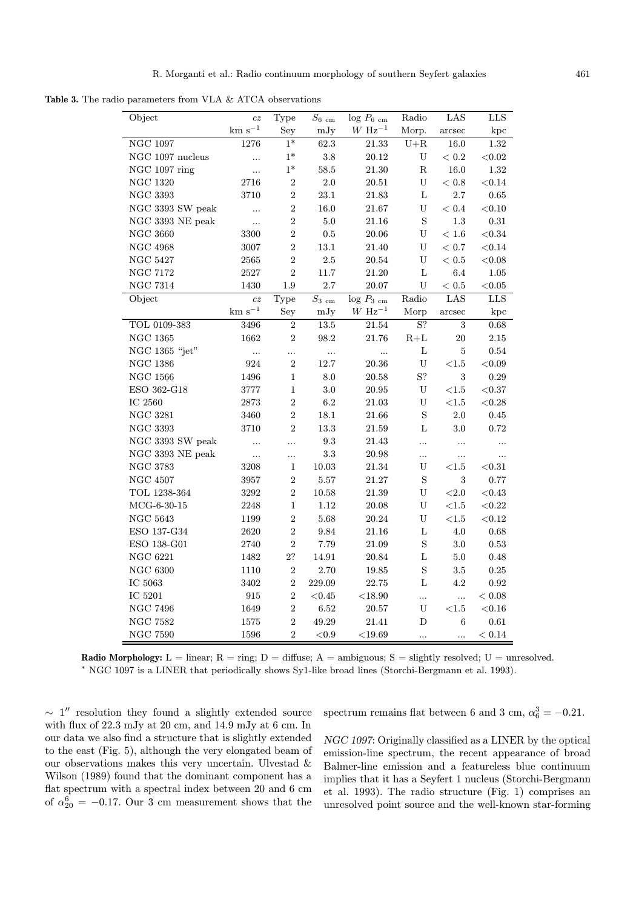**Table 3.** The radio parameters from VLA & ATCA observations

| Object | $cz$ | Type | $S_{6\ \mathrm{cm}}$ | $\log P_{6\ \mathrm{cm}}$ | Radio | LAS | LLS |
|---|---|---|---|---|---|---|---|
| | km s$^{-1}$ | Sey | mJy | $W\ \mathrm{Hz}^{-1}$ | Morp. | arcsec | kpc |
| NGC 1097 | 1276 | 1* | 62.3 | 21.33 | U+R | 16.0 | 1.32 |
| NGC 1097 nucleus | ... | 1* | 3.8 | 20.12 | U | < 0.2 | <0.02 |
| NGC 1097 ring | ... | 1* | 58.5 | 21.30 | R | 16.0 | 1.32 |
| NGC 1320 | 2716 | 2 | 2.0 | 20.51 | U | < 0.8 | <0.14 |
| NGC 3393 | 3710 | 2 | 23.1 | 21.83 | L | 2.7 | 0.65 |
| NGC 3393 SW peak | ... | 2 | 16.0 | 21.67 | U | < 0.4 | <0.10 |
| NGC 3393 NE peak | ... | 2 | 5.0 | 21.16 | S | 1.3 | 0.31 |
| NGC 3660 | 3300 | 2 | 0.5 | 20.06 | U | < 1.6 | <0.34 |
| NGC 4968 | 3007 | 2 | 13.1 | 21.40 | U | < 0.7 | <0.14 |
| NGC 5427 | 2565 | 2 | 2.5 | 20.54 | U | < 0.5 | <0.08 |
| NGC 7172 | 2527 | 2 | 11.7 | 21.20 | L | 6.4 | 1.05 |
| NGC 7314 | 1430 | 1.9 | 2.7 | 20.07 | U | < 0.5 | <0.05 |
| Object | $cz$ | Type | $S_{3\ \mathrm{cm}}$ | $\log P_{3\ \mathrm{cm}}$ | Radio | LAS | LLS |
| | km s$^{-1}$ | Sey | mJy | $W\ \mathrm{Hz}^{-1}$ | Morp | arcsec | kpc |
| TOL 0109-383 | 3496 | 2 | 13.5 | 21.54 | S? | 3 | 0.68 |
| NGC 1365 | 1662 | 2 | 98.2 | 21.76 | R+L | 20 | 2.15 |
| NGC 1365 "jet" | ... | ... | ... | ... | L | 5 | 0.54 |
| NGC 1386 | 924 | 2 | 12.7 | 20.36 | U | <1.5 | <0.09 |
| NGC 1566 | 1496 | 1 | 8.0 | 20.58 | S? | 3 | 0.29 |
| ESO 362-G18 | 3777 | 1 | 3.0 | 20.95 | U | <1.5 | <0.37 |
| IC 2560 | 2873 | 2 | 6.2 | 21.03 | U | <1.5 | <0.28 |
| NGC 3281 | 3460 | 2 | 18.1 | 21.66 | S | 2.0 | 0.45 |
| NGC 3393 | 3710 | 2 | 13.3 | 21.59 | L | 3.0 | 0.72 |
| NGC 3393 SW peak | ... | ... | 9.3 | 21.43 | ... | ... | ... |
| NGC 3393 NE peak | ... | ... | 3.3 | 20.98 | ... | ... | ... |
| NGC 3783 | 3208 | 1 | 10.03 | 21.34 | U | <1.5 | <0.31 |
| NGC 4507 | 3957 | 2 | 5.57 | 21.27 | S | 3 | 0.77 |
| TOL 1238-364 | 3292 | 2 | 10.58 | 21.39 | U | <2.0 | <0.43 |
| MCG-6-30-15 | 2248 | 1 | 1.12 | 20.08 | U | <1.5 | <0.22 |
| NGC 5643 | 1199 | 2 | 5.68 | 20.24 | U | <1.5 | <0.12 |
| ESO 137-G34 | 2620 | 2 | 9.84 | 21.16 | L | 4.0 | 0.68 |
| ESO 138-G01 | 2740 | 2 | 7.79 | 21.09 | S | 3.0 | 0.53 |
| NGC 6221 | 1482 | 2? | 14.91 | 20.84 | L | 5.0 | 0.48 |
| NGC 6300 | 1110 | 2 | 2.70 | 19.85 | S | 3.5 | 0.25 |
| IC 5063 | 3402 | 2 | 229.09 | 22.75 | L | 4.2 | 0.92 |
| IC 5201 | 915 | 2 | <0.45 | <18.90 | ... | ... | < 0.08 |
| NGC 7496 | 1649 | 2 | 6.52 | 20.57 | U | <1.5 | <0.16 |
| NGC 7582 | 1575 | 2 | 49.29 | 21.41 | D | 6 | 0.61 |
| NGC 7590 | 1596 | 2 | <0.9 | <19.69 | ... | ... | < 0.14 |

**Radio Morphology:** L = linear; R = ring; D = diffuse; A = ambiguous; S = slightly resolved; U = unresolved.
* NGC 1097 is a LINER that periodically shows Sy1-like broad lines (Storchi-Bergmann et al. 1993).

$\sim 1''$ resolution they found a slightly extended source with flux of 22.3 mJy at 20 cm, and 14.9 mJy at 6 cm. In our data we also find a structure that is slightly extended to the east (Fig. 5), although the very elongated beam of our observations makes this very uncertain. Ulvestad & Wilson (1989) found that the dominant component has a flat spectrum with a spectral index between 20 and 6 cm of $\alpha_{20}^{6} = -0.17$. Our 3 cm measurement shows that the spectrum remains flat between 6 and 3 cm, $\alpha_{6}^{3} = -0.21$.

*NGC 1097*: Originally classified as a LINER by the optical emission-line spectrum, the recent appearance of broad Balmer-line emission and a featureless blue continuum implies that it has a Seyfert 1 nucleus (Storchi-Bergmann et al. 1993). The radio structure (Fig. 1) comprises an unresolved point source and the well-known star-forming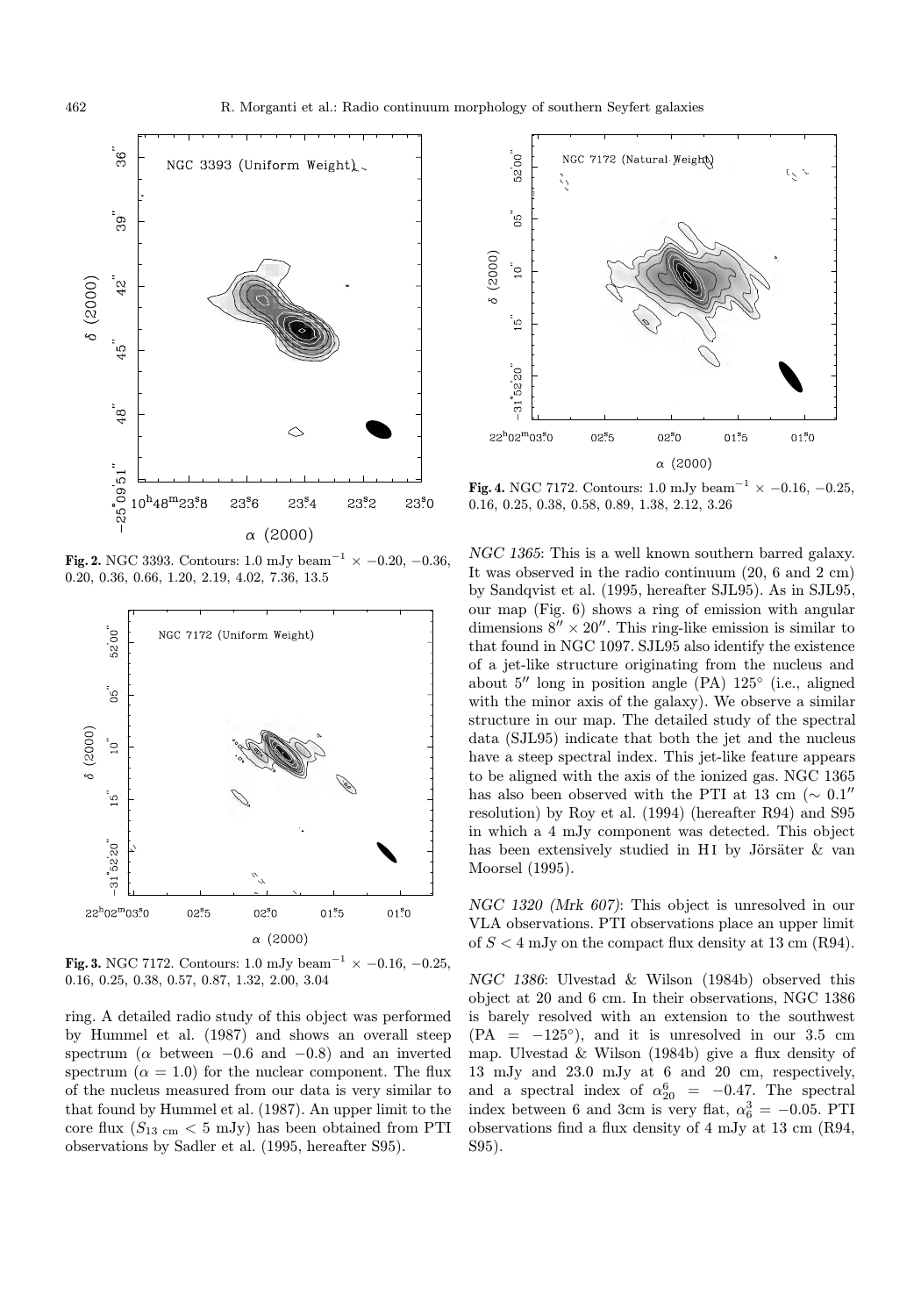**Fig. 2.** NGC 3393. Contours: 1.0 mJy beam$^{-1}$ × −0.20, −0.36, 0.20, 0.36, 0.66, 1.20, 2.19, 4.02, 7.36, 13.5

**Fig. 3.** NGC 7172. Contours: 1.0 mJy beam$^{-1}$ × −0.16, −0.25, 0.16, 0.25, 0.38, 0.57, 0.87, 1.32, 2.00, 3.04

ring. A detailed radio study of this object was performed by Hummel et al. (1987) and shows an overall steep spectrum ($\alpha$ between −0.6 and −0.8) and an inverted spectrum ($\alpha = 1.0$) for the nuclear component. The flux of the nucleus measured from our data is very similar to that found by Hummel et al. (1987). An upper limit to the core flux ($S_{13\ \mathrm{cm}} < 5$ mJy) has been obtained from PTI observations by Sadler et al. (1995, hereafter S95).

**Fig. 4.** NGC 7172. Contours: 1.0 mJy beam$^{-1}$ × −0.16, −0.25, 0.16, 0.25, 0.38, 0.58, 0.89, 1.38, 2.12, 3.26

*NGC 1365*: This is a well known southern barred galaxy. It was observed in the radio continuum (20, 6 and 2 cm) by Sandqvist et al. (1995, hereafter SJL95). As in SJL95, our map (Fig. 6) shows a ring of emission with angular dimensions 8″ × 20″. This ring-like emission is similar to that found in NGC 1097. SJL95 also identify the existence of a jet-like structure originating from the nucleus and about 5″ long in position angle (PA) 125° (i.e., aligned with the minor axis of the galaxy). We observe a similar structure in our map. The detailed study of the spectral data (SJL95) indicate that both the jet and the nucleus have a steep spectral index. This jet-like feature appears to be aligned with the axis of the ionized gas. NGC 1365 has also been observed with the PTI at 13 cm (∼ 0.1″ resolution) by Roy et al. (1994) (hereafter R94) and S95 in which a 4 mJy component was detected. This object has been extensively studied in H I by Jörsäter & van Moorsel (1995).

*NGC 1320 (Mrk 607)*: This object is unresolved in our VLA observations. PTI observations place an upper limit of $S < 4$ mJy on the compact flux density at 13 cm (R94).

*NGC 1386*: Ulvestad & Wilson (1984b) observed this object at 20 and 6 cm. In their observations, NGC 1386 is barely resolved with an extension to the southwest (PA = −125°), and it is unresolved in our 3.5 cm map. Ulvestad & Wilson (1984b) give a flux density of 13 mJy and 23.0 mJy at 6 and 20 cm, respectively, and a spectral index of $\alpha^{6}_{20} = -0.47$. The spectral index between 6 and 3cm is very flat, $\alpha^{3}_{6} = -0.05$. PTI observations find a flux density of 4 mJy at 13 cm (R94, S95).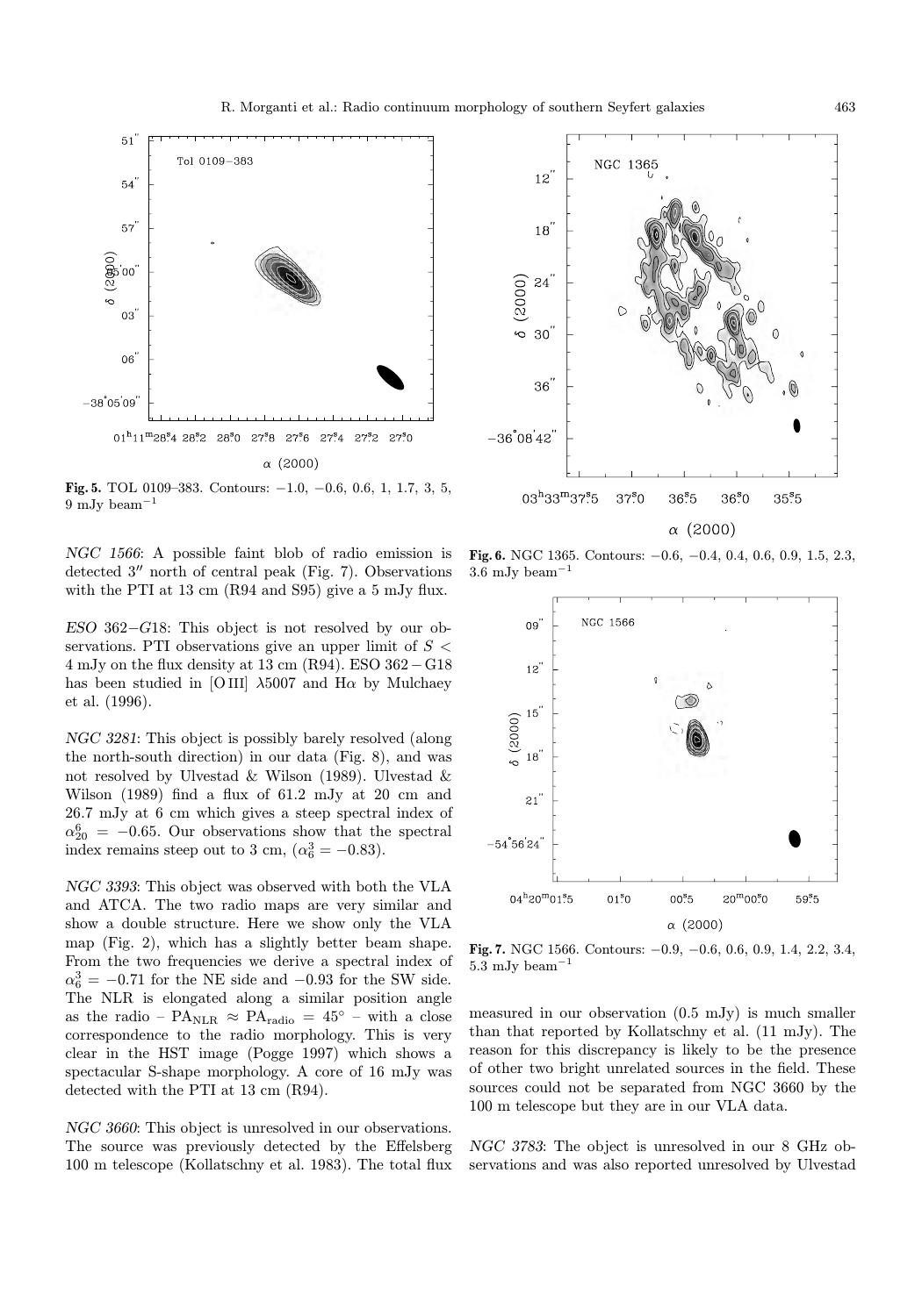**Fig. 5.** TOL 0109–383. Contours: −1.0, −0.6, 0.6, 1, 1.7, 3, 5, 9 mJy beam$^{-1}$

**Fig. 6.** NGC 1365. Contours: −0.6, −0.4, 0.4, 0.6, 0.9, 1.5, 2.3, 3.6 mJy beam$^{-1}$

*NGC 1566*: A possible faint blob of radio emission is detected 3″ north of central peak (Fig. 7). Observations with the PTI at 13 cm (R94 and S95) give a 5 mJy flux.

*ESO 362−G18*: This object is not resolved by our observations. PTI observations give an upper limit of $S <$ 4 mJy on the flux density at 13 cm (R94). ESO 362 − G18 has been studied in [O III] λ5007 and Hα by Mulchaey et al. (1996).

*NGC 3281*: This object is possibly barely resolved (along the north-south direction) in our data (Fig. 8), and was not resolved by Ulvestad & Wilson (1989). Ulvestad & Wilson (1989) find a flux of 61.2 mJy at 20 cm and 26.7 mJy at 6 cm which gives a steep spectral index of $\alpha_{20}^{6} = -0.65$. Our observations show that the spectral index remains steep out to 3 cm, ($\alpha_{6}^{3} = -0.83$).

*NGC 3393*: This object was observed with both the VLA and ATCA. The two radio maps are very similar and show a double structure. Here we show only the VLA map (Fig. 2), which has a slightly better beam shape. From the two frequencies we derive a spectral index of $\alpha_{6}^{3} = -0.71$ for the NE side and −0.93 for the SW side. The NLR is elongated along a similar position angle as the radio – $\mathrm{PA_{NLR}} \approx \mathrm{PA_{radio}} = 45°$ – with a close correspondence to the radio morphology. This is very clear in the HST image (Pogge 1997) which shows a spectacular S-shape morphology. A core of 16 mJy was detected with the PTI at 13 cm (R94).

*NGC 3660*: This object is unresolved in our observations. The source was previously detected by the Effelsberg 100 m telescope (Kollatschny et al. 1983). The total flux measured in our observation (0.5 mJy) is much smaller than that reported by Kollatschny et al. (11 mJy). The reason for this discrepancy is likely to be the presence of other two bright unrelated sources in the field. These sources could not be separated from NGC 3660 by the 100 m telescope but they are in our VLA data.

**Fig. 7.** NGC 1566. Contours: −0.9, −0.6, 0.6, 0.9, 1.4, 2.2, 3.4, 5.3 mJy beam$^{-1}$

*NGC 3783*: The object is unresolved in our 8 GHz observations and was also reported unresolved by Ulvestad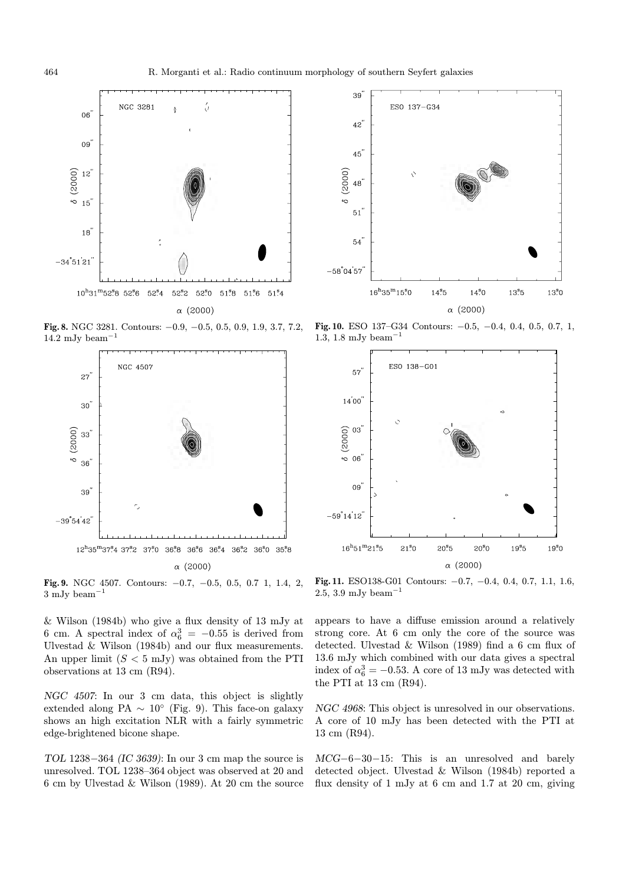**Fig. 8.** NGC 3281. Contours: −0.9, −0.5, 0.5, 0.9, 1.9, 3.7, 7.2, 14.2 mJy beam$^{-1}$

**Fig. 9.** NGC 4507. Contours: −0.7, −0.5, 0.5, 0.7 1, 1.4, 2, 3 mJy beam$^{-1}$

**Fig. 10.** ESO 137–G34 Contours: −0.5, −0.4, 0.4, 0.5, 0.7, 1, 1.3, 1.8 mJy beam$^{-1}$

**Fig. 11.** ESO138-G01 Contours: −0.7, −0.4, 0.4, 0.7, 1.1, 1.6, 2.5, 3.9 mJy beam$^{-1}$

& Wilson (1984b) who give a flux density of 13 mJy at 6 cm. A spectral index of $\alpha_6^3 = -0.55$ is derived from Ulvestad & Wilson (1984b) and our flux measurements. An upper limit ($S < 5$ mJy) was obtained from the PTI observations at 13 cm (R94).

*NGC 4507*: In our 3 cm data, this object is slightly extended along PA $\sim 10°$ (Fig. 9). This face-on galaxy shows an high excitation NLR with a fairly symmetric edge-brightened bicone shape.

*TOL 1238−364 (IC 3639)*: In our 3 cm map the source is unresolved. TOL 1238–364 object was observed at 20 and 6 cm by Ulvestad & Wilson (1989). At 20 cm the source appears to have a diffuse emission around a relatively strong core. At 6 cm only the core of the source was detected. Ulvestad & Wilson (1989) find a 6 cm flux of 13.6 mJy which combined with our data gives a spectral index of $\alpha_6^3 = -0.53$. A core of 13 mJy was detected with the PTI at 13 cm (R94).

*NGC 4968*: This object is unresolved in our observations. A core of 10 mJy has been detected with the PTI at 13 cm (R94).

*MCG−6−30−15*: This is an unresolved and barely detected object. Ulvestad & Wilson (1984b) reported a flux density of 1 mJy at 6 cm and 1.7 at 20 cm, giving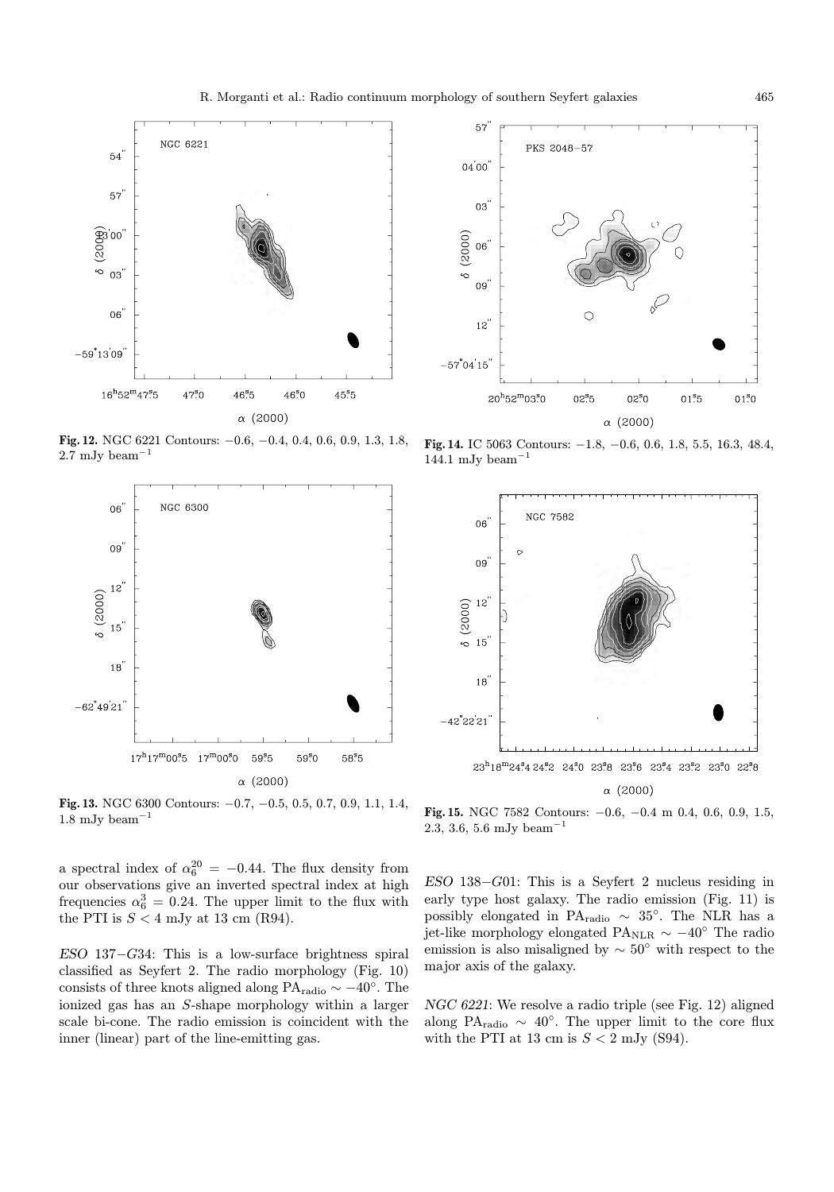**Fig. 12.** NGC 6221 Contours: −0.6, −0.4, 0.4, 0.6, 0.9, 1.3, 1.8, 2.7 mJy beam$^{-1}$

**Fig. 14.** IC 5063 Contours: −1.8, −0.6, 0.6, 1.8, 5.5, 16.3, 48.4, 144.1 mJy beam$^{-1}$

**Fig. 13.** NGC 6300 Contours: −0.7, −0.5, 0.5, 0.7, 0.9, 1.1, 1.4, 1.8 mJy beam$^{-1}$

**Fig. 15.** NGC 7582 Contours: −0.6, −0.4 m 0.4, 0.6, 0.9, 1.5, 2.3, 3.6, 5.6 mJy beam$^{-1}$

a spectral index of $\alpha_6^{20} = -0.44$. The flux density from our observations give an inverted spectral index at high frequencies $\alpha_6^3 = 0.24$. The upper limit to the flux with the PTI is $S < 4$ mJy at 13 cm (R94).

*ESO 137−G34*: This is a low-surface brightness spiral classified as Seyfert 2. The radio morphology (Fig. 10) consists of three knots aligned along $\mathrm{PA_{radio}} \sim -40°$. The ionized gas has an *S*-shape morphology within a larger scale bi-cone. The radio emission is coincident with the inner (linear) part of the line-emitting gas.

*ESO 138−G01*: This is a Seyfert 2 nucleus residing in early type host galaxy. The radio emission (Fig. 11) is possibly elongated in $\mathrm{PA_{radio}} \sim 35°$. The NLR has a jet-like morphology elongated $\mathrm{PA_{NLR}} \sim -40°$ The radio emission is also misaligned by $\sim 50°$ with respect to the major axis of the galaxy.

*NGC 6221*: We resolve a radio triple (see Fig. 12) aligned along $\mathrm{PA_{radio}} \sim 40°$. The upper limit to the core flux with the PTI at 13 cm is $S < 2$ mJy (S94).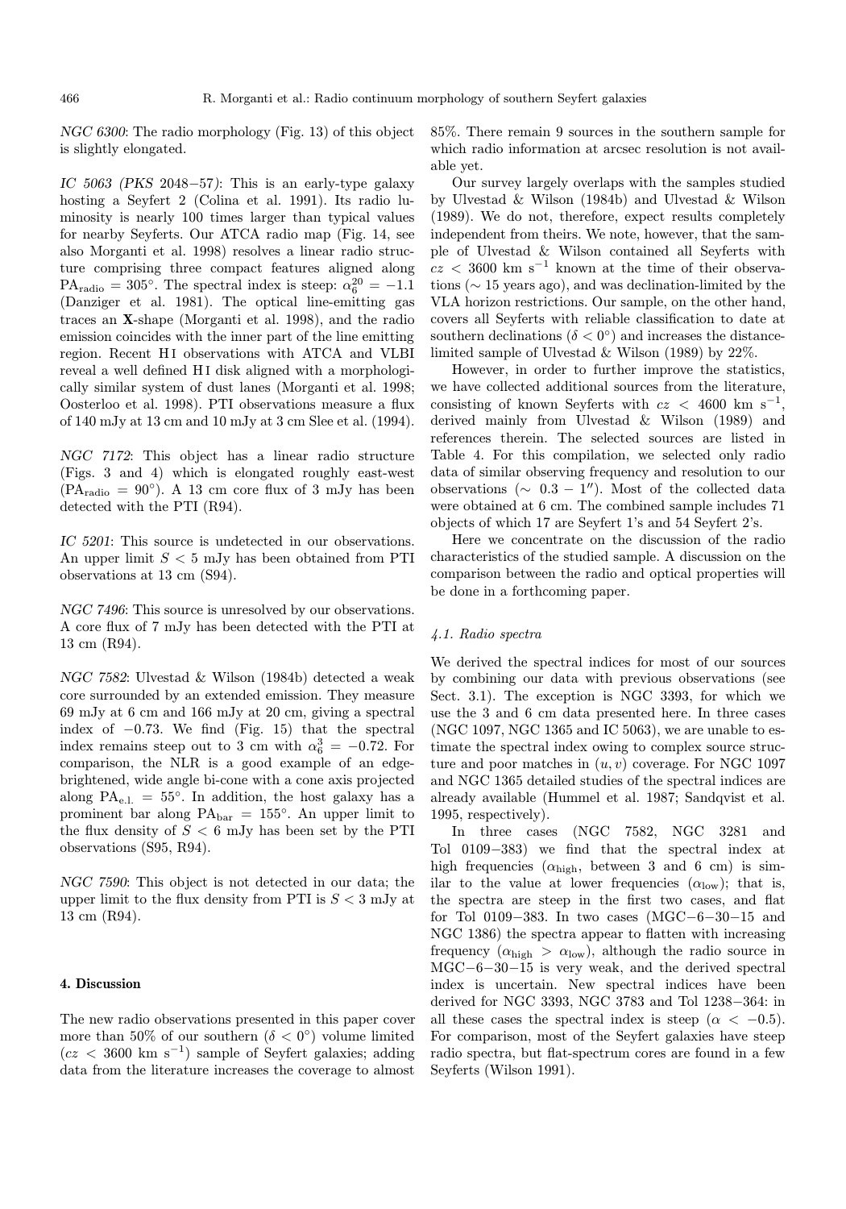*NGC 6300*: The radio morphology (Fig. 13) of this object is slightly elongated.

*IC 5063 (PKS 2048−57)*: This is an early-type galaxy hosting a Seyfert 2 (Colina et al. 1991). Its radio luminosity is nearly 100 times larger than typical values for nearby Seyferts. Our ATCA radio map (Fig. 14, see also Morganti et al. 1998) resolves a linear radio structure comprising three compact features aligned along $\mathrm{PA_{radio}} = 305°$. The spectral index is steep: $\alpha_6^{20} = -1.1$ (Danziger et al. 1981). The optical line-emitting gas traces an **X**-shape (Morganti et al. 1998), and the radio emission coincides with the inner part of the line emitting region. Recent H I observations with ATCA and VLBI reveal a well defined H I disk aligned with a morphologically similar system of dust lanes (Morganti et al. 1998; Oosterloo et al. 1998). PTI observations measure a flux of 140 mJy at 13 cm and 10 mJy at 3 cm Slee et al. (1994).

*NGC 7172*: This object has a linear radio structure (Figs. 3 and 4) which is elongated roughly east-west ($\mathrm{PA_{radio}} = 90°$). A 13 cm core flux of 3 mJy has been detected with the PTI (R94).

*IC 5201*: This source is undetected in our observations. An upper limit $S < 5$ mJy has been obtained from PTI observations at 13 cm (S94).

*NGC 7496*: This source is unresolved by our observations. A core flux of 7 mJy has been detected with the PTI at 13 cm (R94).

*NGC 7582*: Ulvestad & Wilson (1984b) detected a weak core surrounded by an extended emission. They measure 69 mJy at 6 cm and 166 mJy at 20 cm, giving a spectral index of −0.73. We find (Fig. 15) that the spectral index remains steep out to 3 cm with $\alpha_6^3 = -0.72$. For comparison, the NLR is a good example of an edge-brightened, wide angle bi-cone with a cone axis projected along $\mathrm{PA_{e.l.}} = 55°$. In addition, the host galaxy has a prominent bar along $\mathrm{PA_{bar}} = 155°$. An upper limit to the flux density of $S < 6$ mJy has been set by the PTI observations (S95, R94).

*NGC 7590*: This object is not detected in our data; the upper limit to the flux density from PTI is $S < 3$ mJy at 13 cm (R94).

## 4. Discussion

The new radio observations presented in this paper cover more than 50% of our southern ($\delta < 0°$) volume limited ($cz < 3600$ km s$^{-1}$) sample of Seyfert galaxies; adding data from the literature increases the coverage to almost 85%. There remain 9 sources in the southern sample for which radio information at arcsec resolution is not available yet.

Our survey largely overlaps with the samples studied by Ulvestad & Wilson (1984b) and Ulvestad & Wilson (1989). We do not, therefore, expect results completely independent from theirs. We note, however, that the sample of Ulvestad & Wilson contained all Seyferts with $cz < 3600$ km s$^{-1}$ known at the time of their observations (∼ 15 years ago), and was declination-limited by the VLA horizon restrictions. Our sample, on the other hand, covers all Seyferts with reliable classification to date at southern declinations ($\delta < 0°$) and increases the distance-limited sample of Ulvestad & Wilson (1989) by 22%.

However, in order to further improve the statistics, we have collected additional sources from the literature, consisting of known Seyferts with $cz < 4600$ km s$^{-1}$, derived mainly from Ulvestad & Wilson (1989) and references therein. The selected sources are listed in Table 4. For this compilation, we selected only radio data of similar observing frequency and resolution to our observations ($\sim 0.3 - 1''$). Most of the collected data were obtained at 6 cm. The combined sample includes 71 objects of which 17 are Seyfert 1's and 54 Seyfert 2's.

Here we concentrate on the discussion of the radio characteristics of the studied sample. A discussion on the comparison between the radio and optical properties will be done in a forthcoming paper.

### *4.1. Radio spectra*

We derived the spectral indices for most of our sources by combining our data with previous observations (see Sect. 3.1). The exception is NGC 3393, for which we use the 3 and 6 cm data presented here. In three cases (NGC 1097, NGC 1365 and IC 5063), we are unable to estimate the spectral index owing to complex source structure and poor matches in $(u, v)$ coverage. For NGC 1097 and NGC 1365 detailed studies of the spectral indices are already available (Hummel et al. 1987; Sandqvist et al. 1995, respectively).

In three cases (NGC 7582, NGC 3281 and Tol 0109−383) we find that the spectral index at high frequencies ($\alpha_{\rm high}$, between 3 and 6 cm) is similar to the value at lower frequencies ($\alpha_{\rm low}$); that is, the spectra are steep in the first two cases, and flat for Tol 0109−383. In two cases (MGC−6−30−15 and NGC 1386) the spectra appear to flatten with increasing frequency ($\alpha_{\rm high} > \alpha_{\rm low}$), although the radio source in MGC−6−30−15 is very weak, and the derived spectral index is uncertain. New spectral indices have been derived for NGC 3393, NGC 3783 and Tol 1238−364: in all these cases the spectral index is steep ($\alpha < -0.5$). For comparison, most of the Seyfert galaxies have steep radio spectra, but flat-spectrum cores are found in a few Seyferts (Wilson 1991).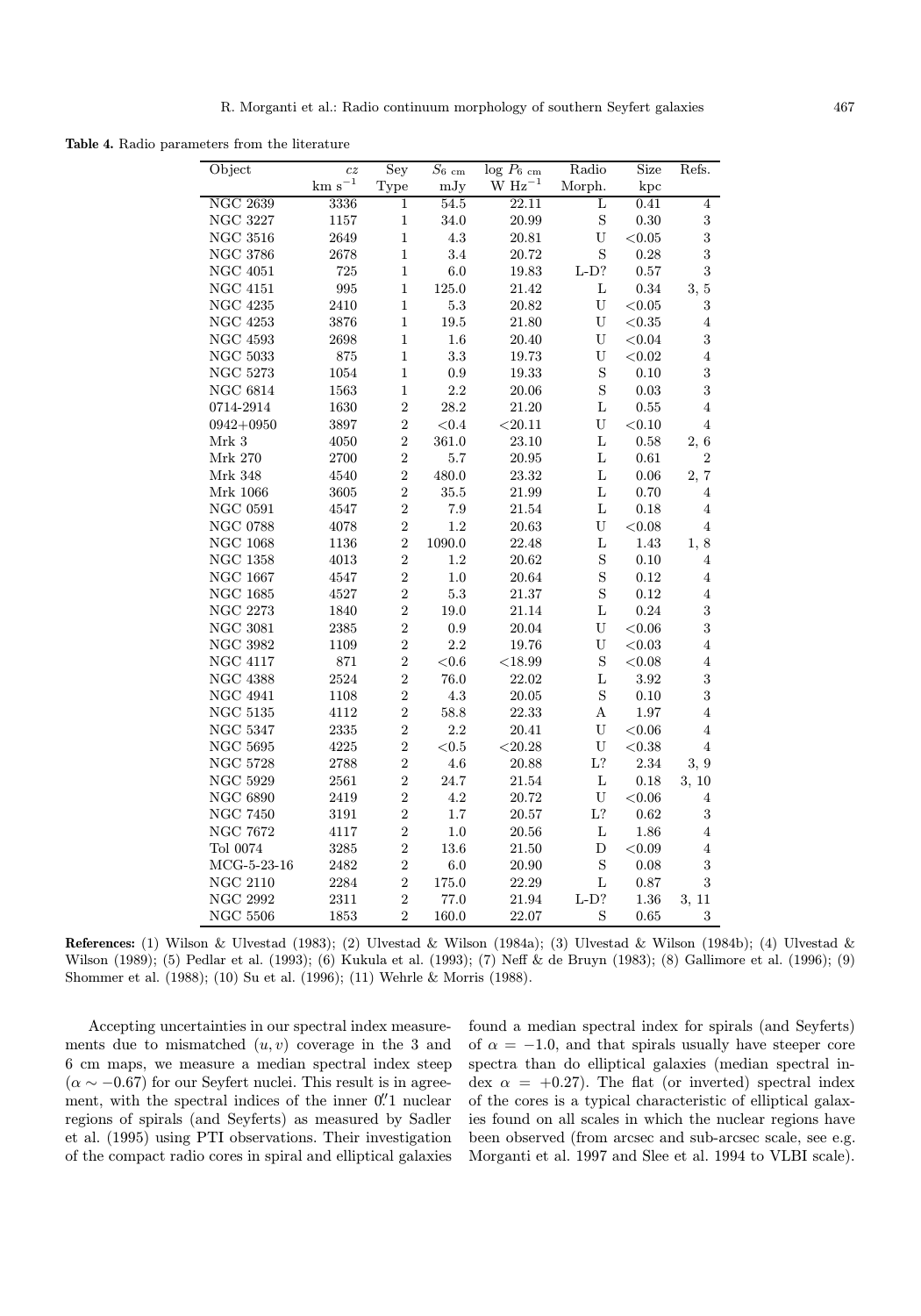**Table 4.** Radio parameters from the literature

| Object | $cz$ | Sey | $S_{6\ \mathrm{cm}}$ | $\log P_{6\ \mathrm{cm}}$ | Radio | Size | Refs. |
|---|---|---|---|---|---|---|---|
| | km s$^{-1}$ | Type | mJy | W Hz$^{-1}$ | Morph. | kpc | |
| NGC 2639 | 3336 | 1 | 54.5 | 22.11 | L | 0.41 | 4 |
| NGC 3227 | 1157 | 1 | 34.0 | 20.99 | S | 0.30 | 3 |
| NGC 3516 | 2649 | 1 | 4.3 | 20.81 | U | <0.05 | 3 |
| NGC 3786 | 2678 | 1 | 3.4 | 20.72 | S | 0.28 | 3 |
| NGC 4051 | 725 | 1 | 6.0 | 19.83 | L-D? | 0.57 | 3 |
| NGC 4151 | 995 | 1 | 125.0 | 21.42 | L | 0.34 | 3, 5 |
| NGC 4235 | 2410 | 1 | 5.3 | 20.82 | U | <0.05 | 3 |
| NGC 4253 | 3876 | 1 | 19.5 | 21.80 | U | <0.35 | 4 |
| NGC 4593 | 2698 | 1 | 1.6 | 20.40 | U | <0.04 | 3 |
| NGC 5033 | 875 | 1 | 3.3 | 19.73 | U | <0.02 | 4 |
| NGC 5273 | 1054 | 1 | 0.9 | 19.33 | S | 0.10 | 3 |
| NGC 6814 | 1563 | 1 | 2.2 | 20.06 | S | 0.03 | 3 |
| 0714-2914 | 1630 | 2 | 28.2 | 21.20 | L | 0.55 | 4 |
| 0942+0950 | 3897 | 2 | <0.4 | <20.11 | U | <0.10 | 4 |
| Mrk 3 | 4050 | 2 | 361.0 | 23.10 | L | 0.58 | 2, 6 |
| Mrk 270 | 2700 | 2 | 5.7 | 20.95 | L | 0.61 | 2 |
| Mrk 348 | 4540 | 2 | 480.0 | 23.32 | L | 0.06 | 2, 7 |
| Mrk 1066 | 3605 | 2 | 35.5 | 21.99 | L | 0.70 | 4 |
| NGC 0591 | 4547 | 2 | 7.9 | 21.54 | L | 0.18 | 4 |
| NGC 0788 | 4078 | 2 | 1.2 | 20.63 | U | <0.08 | 4 |
| NGC 1068 | 1136 | 2 | 1090.0 | 22.48 | L | 1.43 | 1, 8 |
| NGC 1358 | 4013 | 2 | 1.2 | 20.62 | S | 0.10 | 4 |
| NGC 1667 | 4547 | 2 | 1.0 | 20.64 | S | 0.12 | 4 |
| NGC 1685 | 4527 | 2 | 5.3 | 21.37 | S | 0.12 | 4 |
| NGC 2273 | 1840 | 2 | 19.0 | 21.14 | L | 0.24 | 3 |
| NGC 3081 | 2385 | 2 | 0.9 | 20.04 | U | <0.06 | 3 |
| NGC 3982 | 1109 | 2 | 2.2 | 19.76 | U | <0.03 | 4 |
| NGC 4117 | 871 | 2 | <0.6 | <18.99 | S | <0.08 | 4 |
| NGC 4388 | 2524 | 2 | 76.0 | 22.02 | L | 3.92 | 3 |
| NGC 4941 | 1108 | 2 | 4.3 | 20.05 | S | 0.10 | 3 |
| NGC 5135 | 4112 | 2 | 58.8 | 22.33 | A | 1.97 | 4 |
| NGC 5347 | 2335 | 2 | 2.2 | 20.41 | U | <0.06 | 4 |
| NGC 5695 | 4225 | 2 | <0.5 | <20.28 | U | <0.38 | 4 |
| NGC 5728 | 2788 | 2 | 4.6 | 20.88 | L? | 2.34 | 3, 9 |
| NGC 5929 | 2561 | 2 | 24.7 | 21.54 | L | 0.18 | 3, 10 |
| NGC 6890 | 2419 | 2 | 4.2 | 20.72 | U | <0.06 | 4 |
| NGC 7450 | 3191 | 2 | 1.7 | 20.57 | L? | 0.62 | 3 |
| NGC 7672 | 4117 | 2 | 1.0 | 20.56 | L | 1.86 | 4 |
| Tol 0074 | 3285 | 2 | 13.6 | 21.50 | D | <0.09 | 4 |
| MCG-5-23-16 | 2482 | 2 | 6.0 | 20.90 | S | 0.08 | 3 |
| NGC 2110 | 2284 | 2 | 175.0 | 22.29 | L | 0.87 | 3 |
| NGC 2992 | 2311 | 2 | 77.0 | 21.94 | L-D? | 1.36 | 3, 11 |
| NGC 5506 | 1853 | 2 | 160.0 | 22.07 | S | 0.65 | 3 |

**References:** (1) Wilson & Ulvestad (1983); (2) Ulvestad & Wilson (1984a); (3) Ulvestad & Wilson (1984b); (4) Ulvestad & Wilson (1989); (5) Pedlar et al. (1993); (6) Kukula et al. (1993); (7) Neff & de Bruyn (1983); (8) Gallimore et al. (1996); (9) Shommer et al. (1988); (10) Su et al. (1996); (11) Wehrle & Morris (1988).

Accepting uncertainties in our spectral index measurements due to mismatched $(u, v)$ coverage in the 3 and 6 cm maps, we measure a median spectral index steep ($\alpha \sim -0.67$) for our Seyfert nuclei. This result is in agreement, with the spectral indices of the inner $0\farcs1$ nuclear regions of spirals (and Seyferts) as measured by Sadler et al. (1995) using PTI observations. Their investigation of the compact radio cores in spiral and elliptical galaxies found a median spectral index for spirals (and Seyferts) of $\alpha = -1.0$, and that spirals usually have steeper core spectra than do elliptical galaxies (median spectral index $\alpha = +0.27$). The flat (or inverted) spectral index of the cores is a typical characteristic of elliptical galaxies found on all scales in which the nuclear regions have been observed (from arcsec and sub-arcsec scale, see e.g. Morganti et al. 1997 and Slee et al. 1994 to VLBI scale).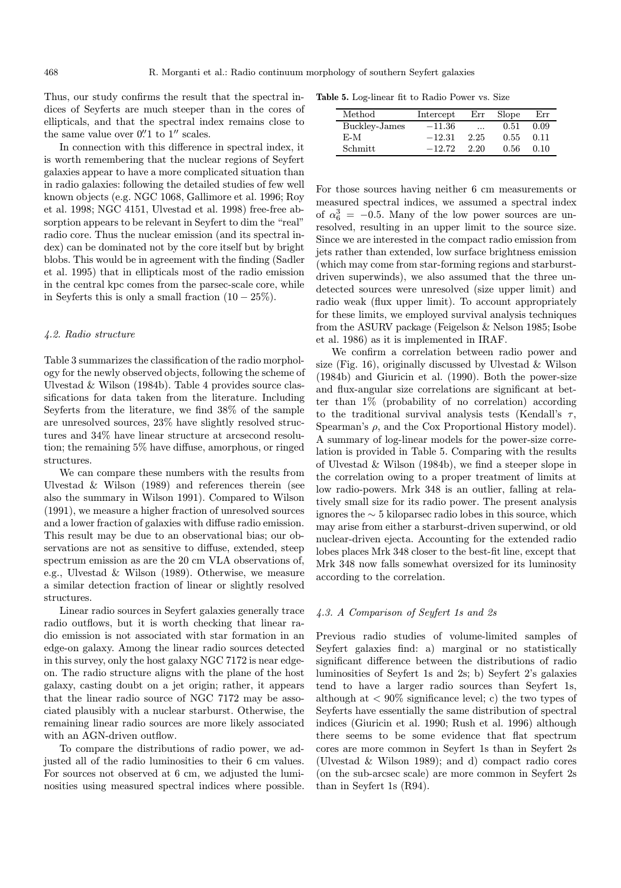Thus, our study confirms the result that the spectral indices of Seyferts are much steeper than in the cores of ellipticals, and that the spectral index remains close to the same value over 0.″1 to 1″ scales.

In connection with this difference in spectral index, it is worth remembering that the nuclear regions of Seyfert galaxies appear to have a more complicated situation than in radio galaxies: following the detailed studies of few well known objects (e.g. NGC 1068, Gallimore et al. 1996; Roy et al. 1998; NGC 4151, Ulvestad et al. 1998) free-free absorption appears to be relevant in Seyfert to dim the "real" radio core. Thus the nuclear emission (and its spectral index) can be dominated not by the core itself but by bright blobs. This would be in agreement with the finding (Sadler et al. 1995) that in ellipticals most of the radio emission in the central kpc comes from the parsec-scale core, while in Seyferts this is only a small fraction ($10-25\%$).

### 4.2. Radio structure

Table 3 summarizes the classification of the radio morphology for the newly observed objects, following the scheme of Ulvestad & Wilson (1984b). Table 4 provides source classifications for data taken from the literature. Including Seyferts from the literature, we find 38% of the sample are unresolved sources, 23% have slightly resolved structures and 34% have linear structure at arcsecond resolution; the remaining 5% have diffuse, amorphous, or ringed structures.

We can compare these numbers with the results from Ulvestad & Wilson (1989) and references therein (see also the summary in Wilson 1991). Compared to Wilson (1991), we measure a higher fraction of unresolved sources and a lower fraction of galaxies with diffuse radio emission. This result may be due to an observational bias; our observations are not as sensitive to diffuse, extended, steep spectrum emission as are the 20 cm VLA observations of, e.g., Ulvestad & Wilson (1989). Otherwise, we measure a similar detection fraction of linear or slightly resolved structures.

Linear radio sources in Seyfert galaxies generally trace radio outflows, but it is worth checking that linear radio emission is not associated with star formation in an edge-on galaxy. Among the linear radio sources detected in this survey, only the host galaxy NGC 7172 is near edge-on. The radio structure aligns with the plane of the host galaxy, casting doubt on a jet origin; rather, it appears that the linear radio source of NGC 7172 may be associated plausibly with a nuclear starburst. Otherwise, the remaining linear radio sources are more likely associated with an AGN-driven outflow.

To compare the distributions of radio power, we adjusted all of the radio luminosities to their 6 cm values. For sources not observed at 6 cm, we adjusted the luminosities using measured spectral indices where possible.

**Table 5.** Log-linear fit to Radio Power vs. Size

| Method | Intercept | Err | Slope | Err |
|---|---|---|---|---|
| Buckley-James | −11.36 | ... | 0.51 | 0.09 |
| E-M | −12.31 | 2.25 | 0.55 | 0.11 |
| Schmitt | −12.72 | 2.20 | 0.56 | 0.10 |

For those sources having neither 6 cm measurements or measured spectral indices, we assumed a spectral index of $\alpha_6^3 = -0.5$. Many of the low power sources are unresolved, resulting in an upper limit to the source size. Since we are interested in the compact radio emission from jets rather than extended, low surface brightness emission (which may come from star-forming regions and starburst-driven superwinds), we also assumed that the three undetected sources were unresolved (size upper limit) and radio weak (flux upper limit). To account appropriately for these limits, we employed survival analysis techniques from the ASURV package (Feigelson & Nelson 1985; Isobe et al. 1986) as it is implemented in IRAF.

We confirm a correlation between radio power and size (Fig. 16), originally discussed by Ulvestad & Wilson (1984b) and Giuricin et al. (1990). Both the power-size and flux-angular size correlations are significant at better than 1% (probability of no correlation) according to the traditional survival analysis tests (Kendall's $\tau$, Spearman's $\rho$, and the Cox Proportional History model). A summary of log-linear models for the power-size correlation is provided in Table 5. Comparing with the results of Ulvestad & Wilson (1984b), we find a steeper slope in the correlation owing to a proper treatment of limits at low radio-powers. Mrk 348 is an outlier, falling at relatively small size for its radio power. The present analysis ignores the $\sim 5$ kiloparsec radio lobes in this source, which may arise from either a starburst-driven superwind, or old nuclear-driven ejecta. Accounting for the extended radio lobes places Mrk 348 closer to the best-fit line, except that Mrk 348 now falls somewhat oversized for its luminosity according to the correlation.

### 4.3. A Comparison of Seyfert 1s and 2s

Previous radio studies of volume-limited samples of Seyfert galaxies find: a) marginal or no statistically significant difference between the distributions of radio luminosities of Seyfert 1s and 2s; b) Seyfert 2's galaxies tend to have a larger radio sources than Seyfert 1s, although at $< 90\%$ significance level; c) the two types of Seyferts have essentially the same distribution of spectral indices (Giuricin et al. 1990; Rush et al. 1996) although there seems to be some evidence that flat spectrum cores are more common in Seyfert 1s than in Seyfert 2s (Ulvestad & Wilson 1989); and d) compact radio cores (on the sub-arcsec scale) are more common in Seyfert 2s than in Seyfert 1s (R94).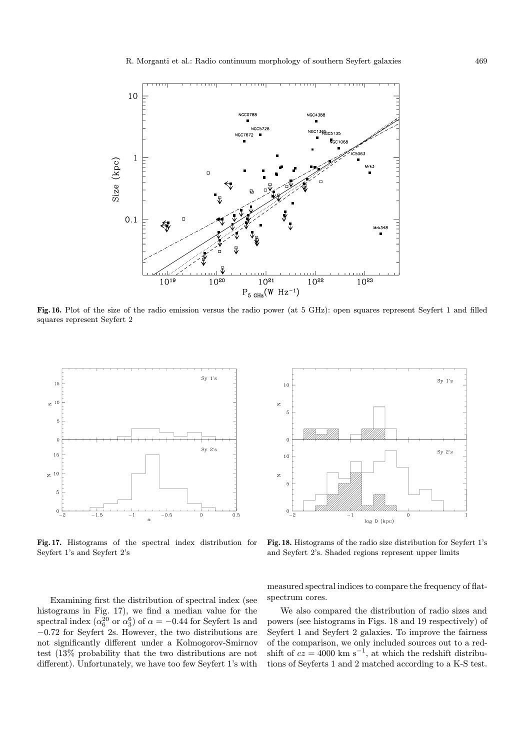**Fig. 16.** Plot of the size of the radio emission versus the radio power (at 5 GHz): open squares represent Seyfert 1 and filled squares represent Seyfert 2

**Fig. 17.** Histograms of the spectral index distribution for Seyfert 1's and Seyfert 2's

**Fig. 18.** Histograms of the radio size distribution for Seyfert 1's and Seyfert 2's. Shaded regions represent upper limits

Examining first the distribution of spectral index (see histograms in Fig. 17), we find a median value for the spectral index ($\alpha_6^{20}$ or $\alpha_3^6$) of $\alpha = -0.44$ for Seyfert 1s and $-0.72$ for Seyfert 2s. However, the two distributions are not significantly different under a Kolmogorov-Smirnov test (13% probability that the two distributions are not different). Unfortunately, we have too few Seyfert 1's with measured spectral indices to compare the frequency of flat-spectrum cores.

We also compared the distribution of radio sizes and powers (see histograms in Figs. 18 and 19 respectively) of Seyfert 1 and Seyfert 2 galaxies. To improve the fairness of the comparison, we only included sources out to a redshift of $cz = 4000$ km s$^{-1}$, at which the redshift distributions of Seyferts 1 and 2 matched according to a K-S test.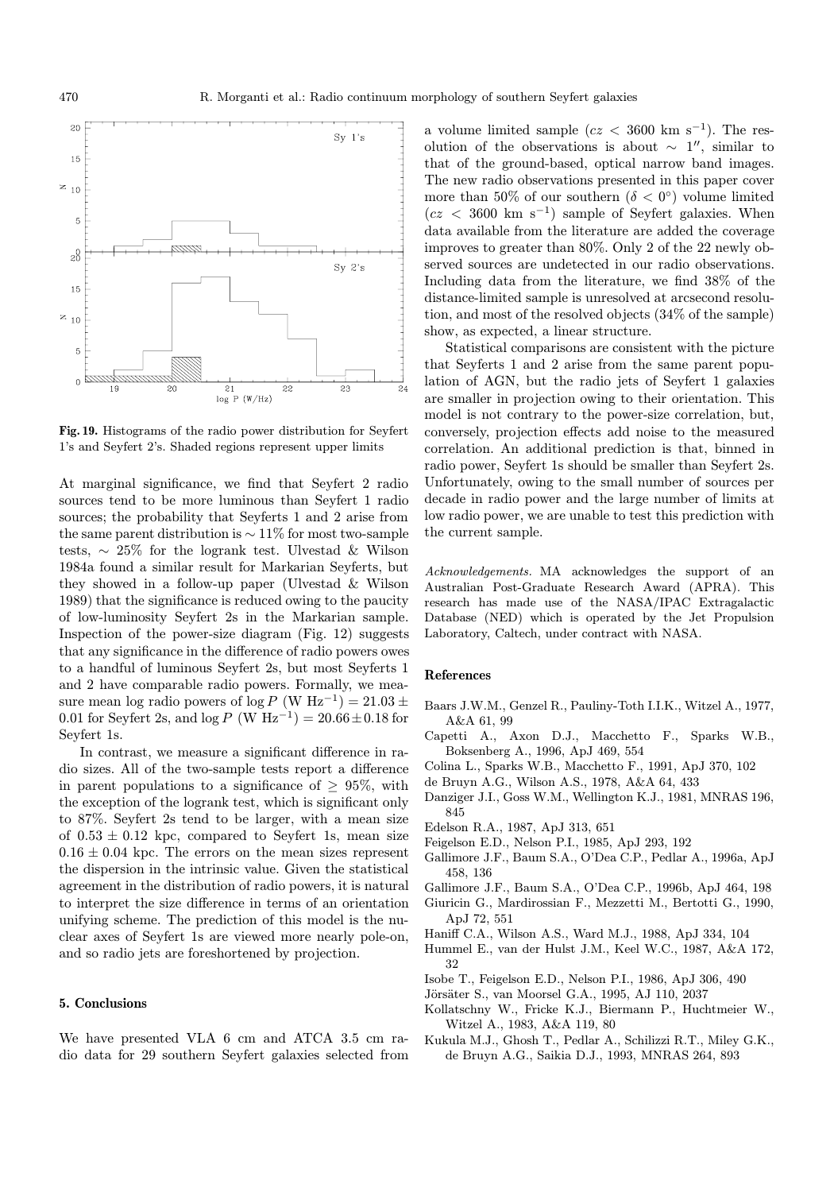Fig. 19. Histograms of the radio power distribution for Seyfert 1's and Seyfert 2's. Shaded regions represent upper limits

At marginal significance, we find that Seyfert 2 radio sources tend to be more luminous than Seyfert 1 radio sources; the probability that Seyferts 1 and 2 arise from the same parent distribution is $\sim 11\%$ for most two-sample tests, $\sim 25\%$ for the logrank test. Ulvestad & Wilson 1984a found a similar result for Markarian Seyferts, but they showed in a follow-up paper (Ulvestad & Wilson 1989) that the significance is reduced owing to the paucity of low-luminosity Seyfert 2s in the Markarian sample. Inspection of the power-size diagram (Fig. 12) suggests that any significance in the difference of radio powers owes to a handful of luminous Seyfert 2s, but most Seyferts 1 and 2 have comparable radio powers. Formally, we measure mean log radio powers of $\log P$ (W $\mathrm{Hz}^{-1}$) $= 21.03 \pm 0.01$ for Seyfert 2s, and $\log P$ (W $\mathrm{Hz}^{-1}$) $= 20.66 \pm 0.18$ for Seyfert 1s.

In contrast, we measure a significant difference in radio sizes. All of the two-sample tests report a difference in parent populations to a significance of $\geq 95\%$, with the exception of the logrank test, which is significant only to 87%. Seyfert 2s tend to be larger, with a mean size of $0.53 \pm 0.12$ kpc, compared to Seyfert 1s, mean size $0.16 \pm 0.04$ kpc. The errors on the mean sizes represent the dispersion in the intrinsic value. Given the statistical agreement in the distribution of radio powers, it is natural to interpret the size difference in terms of an orientation unifying scheme. The prediction of this model is the nuclear axes of Seyfert 1s are viewed more nearly pole-on, and so radio jets are foreshortened by projection.

## 5. Conclusions

We have presented VLA 6 cm and ATCA 3.5 cm radio data for 29 southern Seyfert galaxies selected from a volume limited sample ($cz < 3600$ km $\mathrm{s}^{-1}$). The resolution of the observations is about $\sim 1''$, similar to that of the ground-based, optical narrow band images. The new radio observations presented in this paper cover more than 50% of our southern ($\delta < 0^\circ$) volume limited ($cz < 3600$ km $\mathrm{s}^{-1}$) sample of Seyfert galaxies. When data available from the literature are added the coverage improves to greater than 80%. Only 2 of the 22 newly observed sources are undetected in our radio observations. Including data from the literature, we find 38% of the distance-limited sample is unresolved at arcsecond resolution, and most of the resolved objects (34% of the sample) show, as expected, a linear structure.

Statistical comparisons are consistent with the picture that Seyferts 1 and 2 arise from the same parent population of AGN, but the radio jets of Seyfert 1 galaxies are smaller in projection owing to their orientation. This model is not contrary to the power-size correlation, but, conversely, projection effects add noise to the measured correlation. An additional prediction is that, binned in radio power, Seyfert 1s should be smaller than Seyfert 2s. Unfortunately, owing to the small number of sources per decade in radio power and the large number of limits at low radio power, we are unable to test this prediction with the current sample.

*Acknowledgements.* MA acknowledges the support of an Australian Post-Graduate Research Award (APRA). This research has made use of the NASA/IPAC Extragalactic Database (NED) which is operated by the Jet Propulsion Laboratory, Caltech, under contract with NASA.

## References

Baars J.W.M., Genzel R., Pauliny-Toth I.I.K., Witzel A., 1977, A&A 61, 99

Capetti A., Axon D.J., Macchetto F., Sparks W.B., Boksenberg A., 1996, ApJ 469, 554

Colina L., Sparks W.B., Macchetto F., 1991, ApJ 370, 102

de Bruyn A.G., Wilson A.S., 1978, A&A 64, 433

Danziger J.I., Goss W.M., Wellington K.J., 1981, MNRAS 196, 845

Edelson R.A., 1987, ApJ 313, 651

Feigelson E.D., Nelson P.I., 1985, ApJ 293, 192

Gallimore J.F., Baum S.A., O'Dea C.P., Pedlar A., 1996a, ApJ 458, 136

Gallimore J.F., Baum S.A., O'Dea C.P., 1996b, ApJ 464, 198

Giuricin G., Mardirossian F., Mezzetti M., Bertotti G., 1990, ApJ 72, 551

Haniff C.A., Wilson A.S., Ward M.J., 1988, ApJ 334, 104

Hummel E., van der Hulst J.M., Keel W.C., 1987, A&A 172, 32

Isobe T., Feigelson E.D., Nelson P.I., 1986, ApJ 306, 490

Jörsäter S., van Moorsel G.A., 1995, AJ 110, 2037

Kollatschny W., Fricke K.J., Biermann P., Huchtmeier W., Witzel A., 1983, A&A 119, 80

Kukula M.J., Ghosh T., Pedlar A., Schilizzi R.T., Miley G.K., de Bruyn A.G., Saikia D.J., 1993, MNRAS 264, 893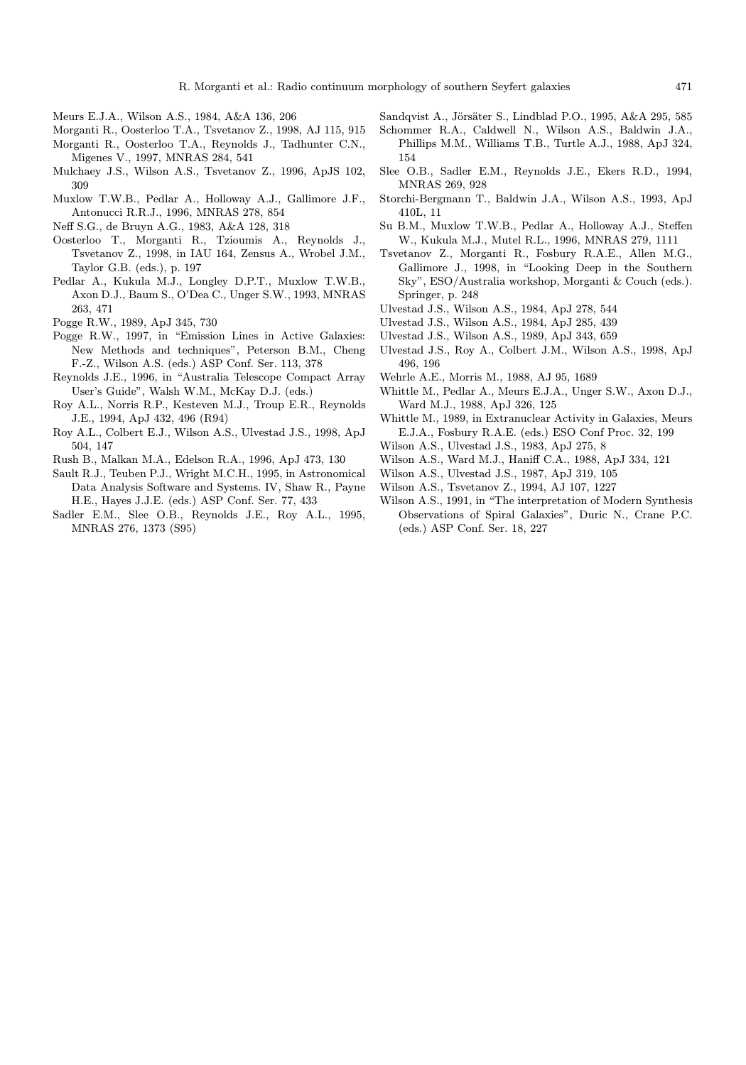Meurs E.J.A., Wilson A.S., 1984, A&A 136, 206

Morganti R., Oosterloo T.A., Tsvetanov Z., 1998, AJ 115, 915

Morganti R., Oosterloo T.A., Reynolds J., Tadhunter C.N., Migenes V., 1997, MNRAS 284, 541

Mulchaey J.S., Wilson A.S., Tsvetanov Z., 1996, ApJS 102, 309

Muxlow T.W.B., Pedlar A., Holloway A.J., Gallimore J.F., Antonucci R.R.J., 1996, MNRAS 278, 854

Neff S.G., de Bruyn A.G., 1983, A&A 128, 318

Oosterloo T., Morganti R., Tzioumis A., Reynolds J., Tsvetanov Z., 1998, in IAU 164, Zensus A., Wrobel J.M., Taylor G.B. (eds.), p. 197

Pedlar A., Kukula M.J., Longley D.P.T., Muxlow T.W.B., Axon D.J., Baum S., O'Dea C., Unger S.W., 1993, MNRAS 263, 471

Pogge R.W., 1989, ApJ 345, 730

Pogge R.W., 1997, in "Emission Lines in Active Galaxies: New Methods and techniques", Peterson B.M., Cheng F.-Z., Wilson A.S. (eds.) ASP Conf. Ser. 113, 378

Reynolds J.E., 1996, in "Australia Telescope Compact Array User's Guide", Walsh W.M., McKay D.J. (eds.)

Roy A.L., Norris R.P., Kesteven M.J., Troup E.R., Reynolds J.E., 1994, ApJ 432, 496 (R94)

Roy A.L., Colbert E.J., Wilson A.S., Ulvestad J.S., 1998, ApJ 504, 147

Rush B., Malkan M.A., Edelson R.A., 1996, ApJ 473, 130

Sault R.J., Teuben P.J., Wright M.C.H., 1995, in Astronomical Data Analysis Software and Systems. IV, Shaw R., Payne H.E., Hayes J.J.E. (eds.) ASP Conf. Ser. 77, 433

Sadler E.M., Slee O.B., Reynolds J.E., Roy A.L., 1995, MNRAS 276, 1373 (S95)

Sandqvist A., Jörsäter S., Lindblad P.O., 1995, A&A 295, 585

Schommer R.A., Caldwell N., Wilson A.S., Baldwin J.A., Phillips M.M., Williams T.B., Turtle A.J., 1988, ApJ 324, 154

Slee O.B., Sadler E.M., Reynolds J.E., Ekers R.D., 1994, MNRAS 269, 928

Storchi-Bergmann T., Baldwin J.A., Wilson A.S., 1993, ApJ 410L, 11

Su B.M., Muxlow T.W.B., Pedlar A., Holloway A.J., Steffen W., Kukula M.J., Mutel R.L., 1996, MNRAS 279, 1111

Tsvetanov Z., Morganti R., Fosbury R.A.E., Allen M.G., Gallimore J., 1998, in "Looking Deep in the Southern Sky", ESO/Australia workshop, Morganti & Couch (eds.). Springer, p. 248

Ulvestad J.S., Wilson A.S., 1984, ApJ 278, 544

Ulvestad J.S., Wilson A.S., 1984, ApJ 285, 439

Ulvestad J.S., Wilson A.S., 1989, ApJ 343, 659

Ulvestad J.S., Roy A., Colbert J.M., Wilson A.S., 1998, ApJ 496, 196

Wehrle A.E., Morris M., 1988, AJ 95, 1689

Whittle M., Pedlar A., Meurs E.J.A., Unger S.W., Axon D.J., Ward M.J., 1988, ApJ 326, 125

Whittle M., 1989, in Extranuclear Activity in Galaxies, Meurs E.J.A., Fosbury R.A.E. (eds.) ESO Conf Proc. 32, 199

Wilson A.S., Ulvestad J.S., 1983, ApJ 275, 8

Wilson A.S., Ward M.J., Haniff C.A., 1988, ApJ 334, 121

Wilson A.S., Ulvestad J.S., 1987, ApJ 319, 105

Wilson A.S., Tsvetanov Z., 1994, AJ 107, 1227

Wilson A.S., 1991, in "The interpretation of Modern Synthesis Observations of Spiral Galaxies", Duric N., Crane P.C. (eds.) ASP Conf. Ser. 18, 227